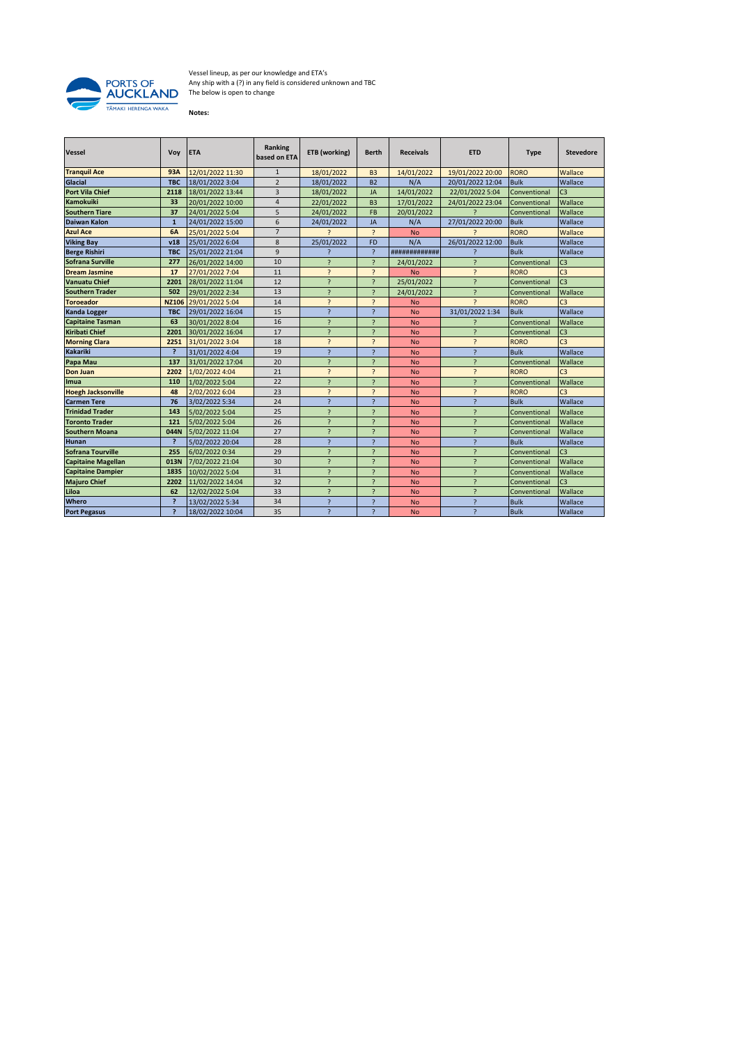PORTS OF AUCKLAND
TĀMAKI HERENGA WAKA

Vessel lineup, as per our knowledge and ETA's
Any ship with a (?) in any field is considered unknown and TBC
The below is open to change

**Notes:**

| Vessel | Voy | ETA | Ranking based on ETA | ETB (working) | Berth | Receivals | ETD | Type | Stevedore |
|---|---|---|---|---|---|---|---|---|---|
| **Tranquil Ace** | **93A** | 12/01/2022 11:30 | 1 | 18/01/2022 | B3 | 14/01/2022 | 19/01/2022 20:00 | RORO | Wallace |
| **Glacial** | **TBC** | 18/01/2022 3:04 | 2 | 18/01/2022 | B2 | N/A | 20/01/2022 12:04 | Bulk | Wallace |
| **Port Vila Chief** | **2118** | 18/01/2022 13:44 | 3 | 18/01/2022 | JA | 14/01/2022 | 22/01/2022 5:04 | Conventional | C3 |
| **Kamokuiki** | **33** | 20/01/2022 10:00 | 4 | 22/01/2022 | B3 | 17/01/2022 | 24/01/2022 23:04 | Conventional | Wallace |
| **Southern Tiare** | **37** | 24/01/2022 5:04 | 5 | 24/01/2022 | FB | 20/01/2022 | ? | Conventional | Wallace |
| **Daiwan Kalon** | **1** | 24/01/2022 15:00 | 6 | 24/01/2022 | JA | N/A | 27/01/2022 20:00 | Bulk | Wallace |
| **Azul Ace** | **6A** | 25/01/2022 5:04 | 7 | ? | ? | No | ? | RORO | Wallace |
| **Viking Bay** | **v18** | 25/01/2022 6:04 | 8 | 25/01/2022 | FD | N/A | 26/01/2022 12:00 | Bulk | Wallace |
| **Berge Rishiri** | **TBC** | 25/01/2022 21:04 | 9 | ? | ? | ############# | ? | Bulk | Wallace |
| **Sofrana Surville** | **277** | 26/01/2022 14:00 | 10 | ? | ? | 24/01/2022 | ? | Conventional | C3 |
| **Dream Jasmine** | **17** | 27/01/2022 7:04 | 11 | ? | ? | No | ? | RORO | C3 |
| **Vanuatu Chief** | **2201** | 28/01/2022 11:04 | 12 | ? | ? | 25/01/2022 | ? | Conventional | C3 |
| **Southern Trader** | **502** | 29/01/2022 2:34 | 13 | ? | ? | 24/01/2022 | ? | Conventional | Wallace |
| **Toroeador** | **NZ106** | 29/01/2022 5:04 | 14 | ? | ? | No | ? | RORO | C3 |
| **Kanda Logger** | **TBC** | 29/01/2022 16:04 | 15 | ? | ? | No | 31/01/2022 1:34 | Bulk | Wallace |
| **Capitaine Tasman** | **63** | 30/01/2022 8:04 | 16 | ? | ? | No | ? | Conventional | Wallace |
| **Kiribati Chief** | **2201** | 30/01/2022 16:04 | 17 | ? | ? | No | ? | Conventional | C3 |
| **Morning Clara** | **2251** | 31/01/2022 3:04 | 18 | ? | ? | No | ? | RORO | C3 |
| **Kakariki** | **?** | 31/01/2022 4:04 | 19 | ? | ? | No | ? | Bulk | Wallace |
| **Papa Mau** | **137** | 31/01/2022 17:04 | 20 | ? | ? | No | ? | Conventional | Wallace |
| **Don Juan** | **2202** | 1/02/2022 4:04 | 21 | ? | ? | No | ? | RORO | C3 |
| **Imua** | **110** | 1/02/2022 5:04 | 22 | ? | ? | No | ? | Conventional | Wallace |
| **Hoegh Jacksonville** | **48** | 2/02/2022 6:04 | 23 | ? | ? | No | ? | RORO | C3 |
| **Carmen Tere** | **76** | 3/02/2022 5:34 | 24 | ? | ? | No | ? | Bulk | Wallace |
| **Trinidad Trader** | **143** | 5/02/2022 5:04 | 25 | ? | ? | No | ? | Conventional | Wallace |
| **Toronto Trader** | **121** | 5/02/2022 5:04 | 26 | ? | ? | No | ? | Conventional | Wallace |
| **Southern Moana** | **044N** | 5/02/2022 11:04 | 27 | ? | ? | No | ? | Conventional | Wallace |
| **Hunan** | **?** | 5/02/2022 20:04 | 28 | ? | ? | No | ? | Bulk | Wallace |
| **Sofrana Tourville** | **255** | 6/02/2022 0:34 | 29 | ? | ? | No | ? | Conventional | C3 |
| **Capitaine Magellan** | **013N** | 7/02/2022 21:04 | 30 | ? | ? | No | ? | Conventional | Wallace |
| **Capitaine Dampier** | **183S** | 10/02/2022 5:04 | 31 | ? | ? | No | ? | Conventional | Wallace |
| **Majuro Chief** | **2202** | 11/02/2022 14:04 | 32 | ? | ? | No | ? | Conventional | C3 |
| **Liloa** | **62** | 12/02/2022 5:04 | 33 | ? | ? | No | ? | Conventional | Wallace |
| **Whero** | **?** | 13/02/2022 5:34 | 34 | ? | ? | No | ? | Bulk | Wallace |
| **Port Pegasus** | **?** | 18/02/2022 10:04 | 35 | ? | ? | No | ? | Bulk | Wallace |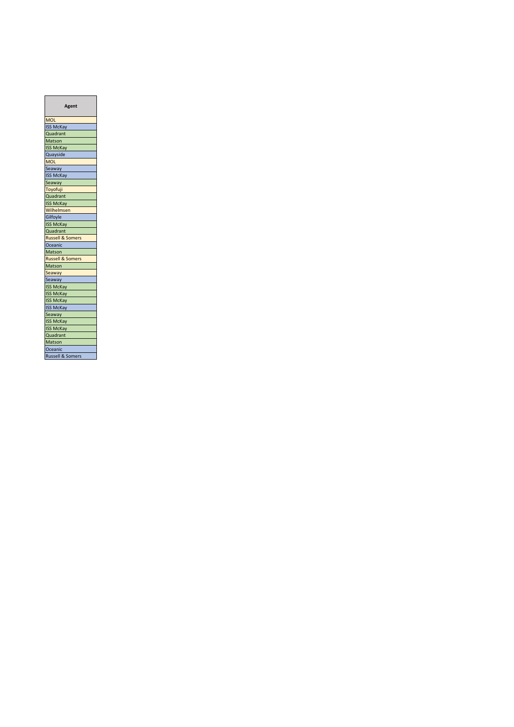| Agent |
| --- |
| MOL |
| ISS McKay |
| Quadrant |
| Matson |
| ISS McKay |
| Quayside |
| MOL |
| Seaway |
| ISS McKay |
| Seaway |
| Toyofuji |
| Quadrant |
| ISS McKay |
| Wilhelmsen |
| Gilfoyle |
| ISS McKay |
| Quadrant |
| Russell & Somers |
| Oceanic |
| Matson |
| Russell & Somers |
| Matson |
| Seaway |
| Seaway |
| ISS McKay |
| ISS McKay |
| ISS McKay |
| ISS McKay |
| Seaway |
| ISS McKay |
| ISS McKay |
| Quadrant |
| Matson |
| Oceanic |
| Russell & Somers |